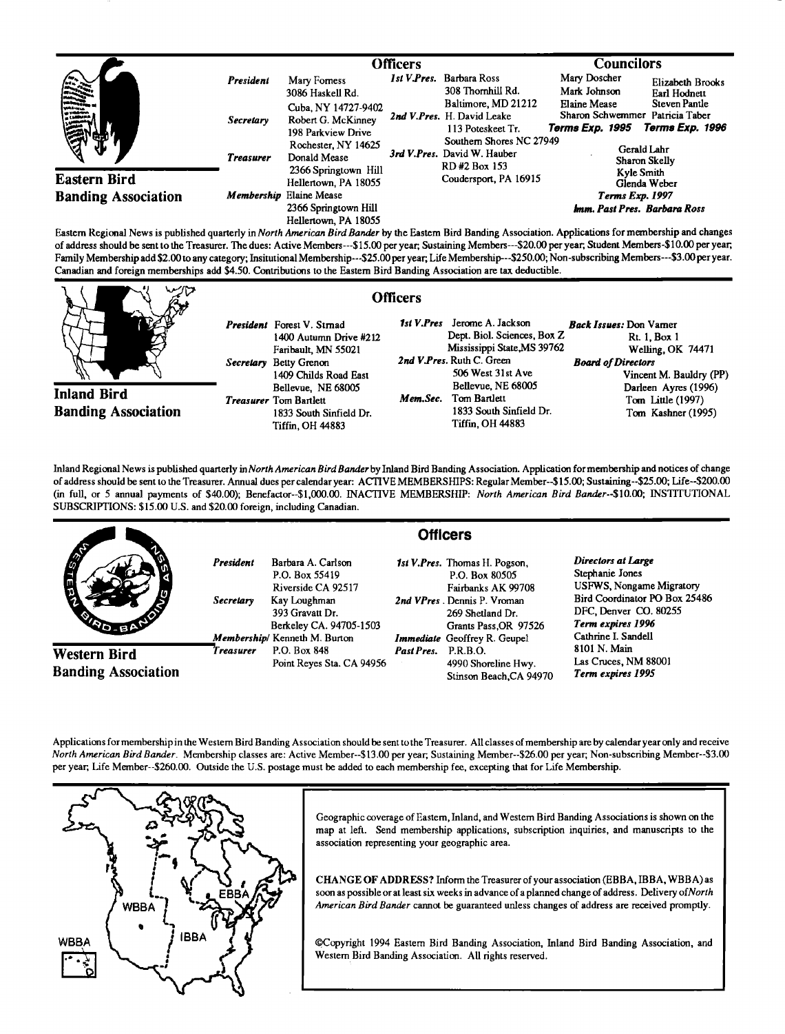## Eastern Bird Banding Association

### Officers

*President* Mary Forness, 3086 Haskell Rd., Cuba, NY 14727-9402

*Secretary* Robert G. McKinney, 198 Parkview Drive, Rochester, NY 14625

*Treasurer* Donald Mease, 2366 Springtown Hill, Hellertown, PA 18055

*Membership* Elaine Mease, 2366 Springtown Hill, Hellertown, PA 18055

*1st V.Pres.* Barbara Ross, 308 Thornhill Rd., Baltimore, MD 21212

*2nd V.Pres.* H. David Leake, 113 Poteskeet Tr., Southern Shores NC 27949

*3rd V.Pres.* David W. Hauber, RD #2 Box 153, Coudersport, PA 16915

### Councilors

Mary Doscher, Mark Johnson, Elaine Mease, Sharon Schwemmer — ***Terms Exp. 1995***

Elizabeth Brooks, Earl Hodnett, Steven Pantle, Patricia Taber — ***Terms Exp. 1996***

Gerald Lahr, Sharon Skelly, Kyle Smith, Glenda Weber — ***Terms Exp. 1997***

***Imm. Past Pres. Barbara Ross***

Eastern Regional News is published quarterly in *North American Bird Bander* by the Eastern Bird Banding Association. Applications for membership and changes of address should be sent to the Treasurer. The dues: Active Members---$15.00 per year; Sustaining Members---$20.00 per year; Student Members-$10.00 per year; Family Membership add $2.00 to any category; Insitutional Membership---$25.00 per year; Life Membership---$250.00; Non-subscribing Members---$3.00 per year. Canadian and foreign memberships add $4.50. Contributions to the Eastern Bird Banding Association are tax deductible.

## Inland Bird Banding Association

### Officers

*President* Forest V. Strnad, 1400 Autumn Drive #212, Faribault, MN 55021

*Secretary* Betty Grenon, 1409 Childs Road East, Bellevue, NE 68005

*Treasurer* Tom Bartlett, 1833 South Sinfield Dr., Tiffin, OH 44883

*1st V.Pres* Jerome A. Jackson, Dept. Biol. Sciences, Box Z, Mississippi State, MS 39762

*2nd V.Pres.* Ruth C. Green, 506 West 31st Ave, Bellevue, NE 68005

*Mem.Sec.* Tom Bartlett, 1833 South Sinfield Dr., Tiffin, OH 44883

***Back Issues:*** Don Varner, Rt. 1, Box 1, Welling, OK 74471

***Board of Directors***
Vincent M. Bauldry (PP)
Darleen Ayres (1996)
Tom Little (1997)
Tom Kashner (1995)

Inland Regional News is published quarterly in *North American Bird Bander* by Inland Bird Banding Association. Application for membership and notices of change of address should be sent to the Treasurer. Annual dues per calendar year: ACTIVE MEMBERSHIPS: Regular Member--$15.00; Sustaining--$25.00; Life--$200.00 (in full, or 5 annual payments of $40.00); Benefactor--$1,000.00. INACTIVE MEMBERSHIP: *North American Bird Bander*--$10.00; INSTITUTIONAL SUBSCRIPTIONS: $15.00 U.S. and $20.00 foreign, including Canadian.

## Western Bird Banding Association

### Officers

*President* Barbara A. Carlson, P.O. Box 55419, Riverside CA 92517

*Secretary* Kay Loughman, 393 Gravatt Dr., Berkeley CA. 94705-1503

*Membership/Treasurer* Kenneth M. Burton, P.O. Box 848, Point Reyes Sta. CA 94956

*1st V.Pres.* Thomas H. Pogson, P.O. Box 80505, Fairbanks AK 99708

*2nd VPres.* Dennis P. Vroman, 269 Shetland Dr., Grants Pass, OR 97526

*Immediate Past Pres.* Geoffrey R. Geupel, P.R.B.O., 4990 Shoreline Hwy., Stinson Beach, CA 94970

***Directors at Large***
Stephanie Jones, USFWS, Nongame Migratory Bird Coordinator PO Box 25486, DFC, Denver CO. 80255, ***Term expires 1996***
Cathrine I. Sandell, 8101 N. Main, Las Cruces, NM 88001, ***Term expires 1995***

Applications for membership in the Western Bird Banding Association should be sent to the Treasurer. All classes of membership are by calendar year only and receive *North American Bird Bander*. Membership classes are: Active Member--$13.00 per year; Sustaining Member--$26.00 per year; Non-subscribing Member--$3.00 per year; Life Member--$260.00. Outside the U.S. postage must be added to each membership fee, excepting that for Life Membership.

WBBA | IBBA | EBBA

Geographic coverage of Eastern, Inland, and Western Bird Banding Associations is shown on the map at left. Send membership applications, subscription inquiries, and manuscripts to the association representing your geographic area.

CHANGE OF ADDRESS? Inform the Treasurer of your association (EBBA, IBBA, WBBA) as soon as possible or at least six weeks in advance of a planned change of address. Delivery of *North American Bird Bander* cannot be guaranteed unless changes of address are received promptly.

©Copyright 1994 Eastern Bird Banding Association, Inland Bird Banding Association, and Western Bird Banding Association. All rights reserved.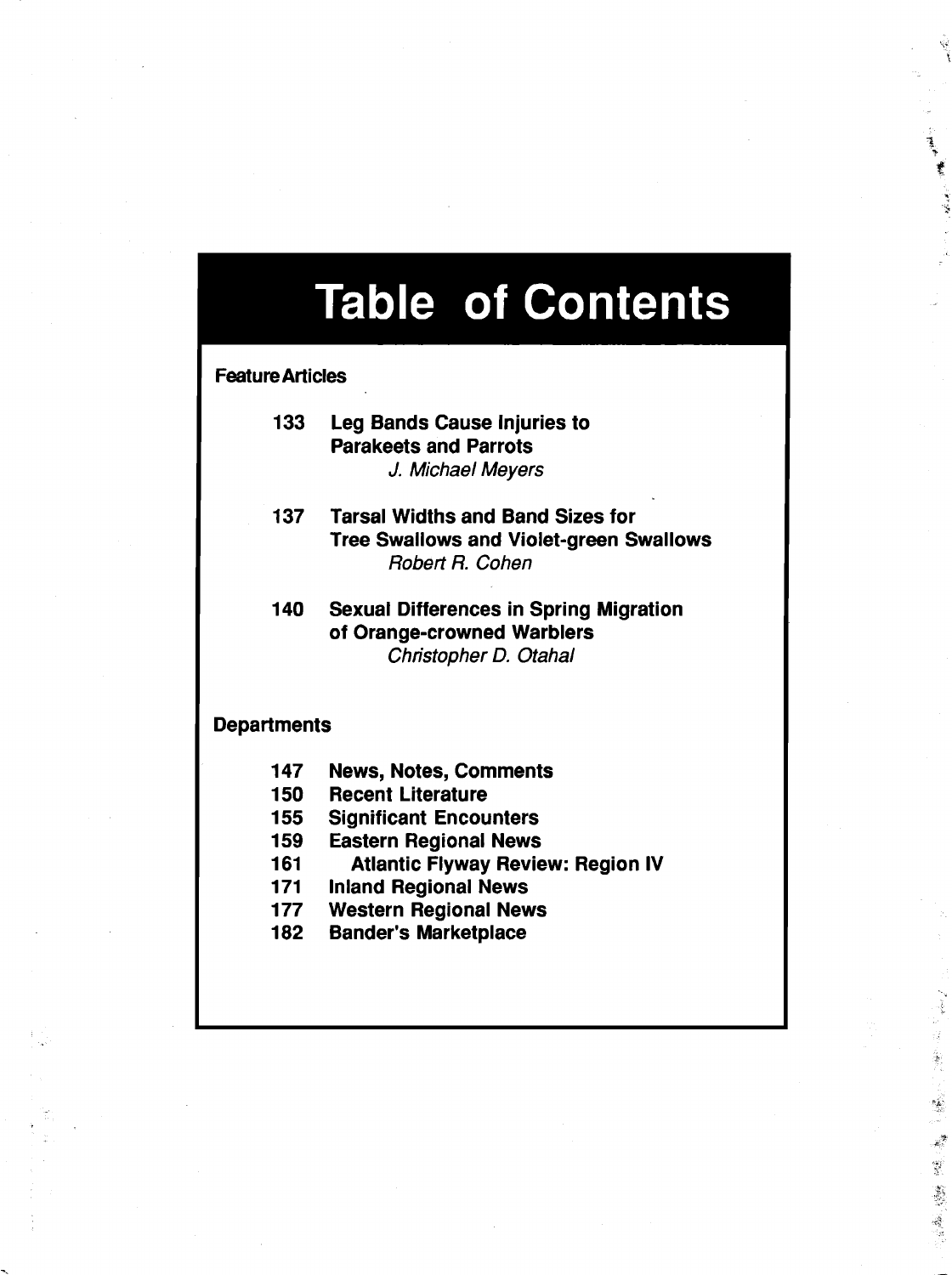# Table of Contents

## Feature Articles

**133 Leg Bands Cause Injuries to Parakeets and Parrots**
*J. Michael Meyers*

**137 Tarsal Widths and Band Sizes for Tree Swallows and Violet-green Swallows**
*Robert R. Cohen*

**140 Sexual Differences in Spring Migration of Orange-crowned Warblers**
*Christopher D. Otahal*

## Departments

**147 News, Notes, Comments**
**150 Recent Literature**
**155 Significant Encounters**
**159 Eastern Regional News**
**161 Atlantic Flyway Review: Region IV**
**171 Inland Regional News**
**177 Western Regional News**
**182 Bander's Marketplace**